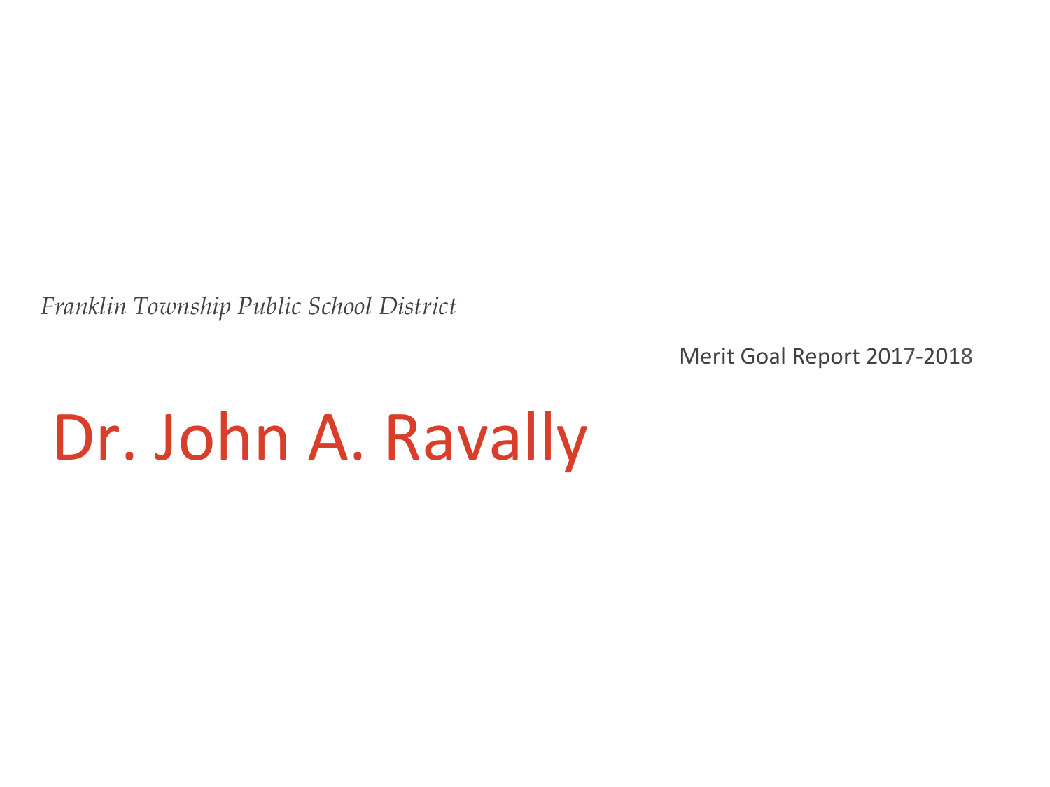*Franklin Township Public School District*

Merit Goal Report 2017-2018

# Dr. John A. Ravally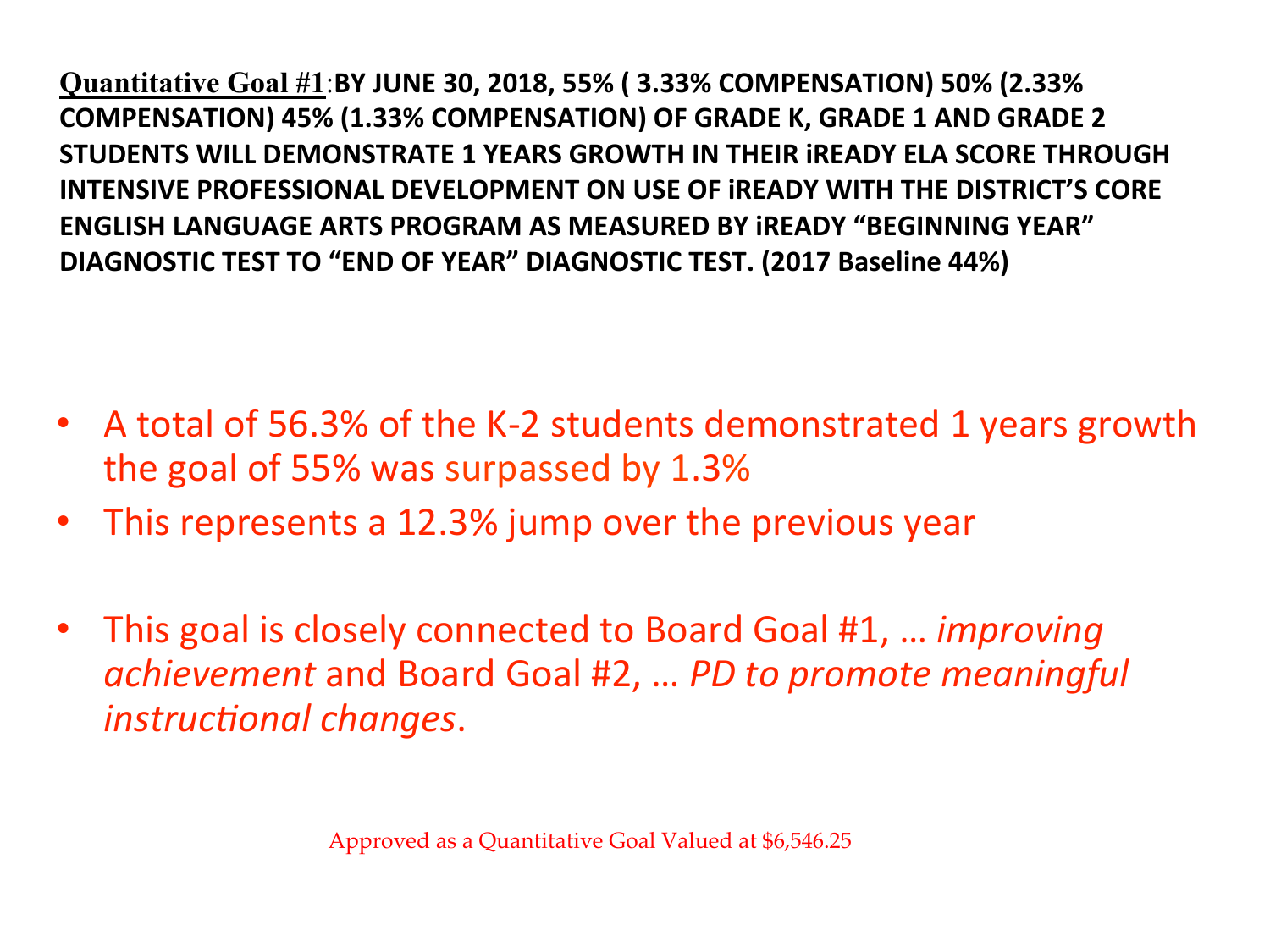<u>**Quantitative Goal #1**</u>: **BY JUNE 30, 2018, 55% ( 3.33% COMPENSATION) 50% (2.33% COMPENSATION) 45% (1.33% COMPENSATION) OF GRADE K, GRADE 1 AND GRADE 2 STUDENTS WILL DEMONSTRATE 1 YEARS GROWTH IN THEIR iREADY ELA SCORE THROUGH INTENSIVE PROFESSIONAL DEVELOPMENT ON USE OF iREADY WITH THE DISTRICT'S CORE ENGLISH LANGUAGE ARTS PROGRAM AS MEASURED BY iREADY "BEGINNING YEAR" DIAGNOSTIC TEST TO "END OF YEAR" DIAGNOSTIC TEST. (2017 Baseline 44%)**

- A total of 56.3% of the K-2 students demonstrated 1 years growth the goal of 55% was surpassed by 1.3%
- This represents a 12.3% jump over the previous year

- This goal is closely connected to Board Goal #1, … *improving achievement* and Board Goal #2, … *PD to promote meaningful instructional changes*.

Approved as a Quantitative Goal Valued at $6,546.25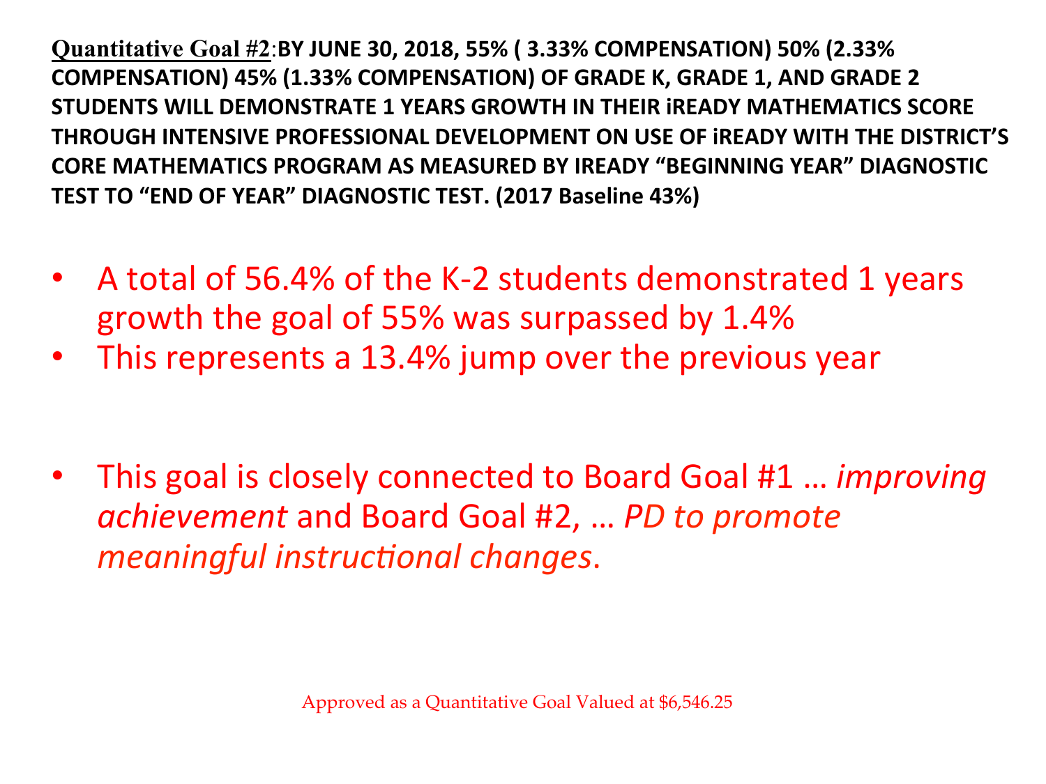<u>**Quantitative Goal #2**</u>:**BY JUNE 30, 2018, 55% ( 3.33% COMPENSATION) 50% (2.33% COMPENSATION) 45% (1.33% COMPENSATION) OF GRADE K, GRADE 1, AND GRADE 2 STUDENTS WILL DEMONSTRATE 1 YEARS GROWTH IN THEIR iREADY MATHEMATICS SCORE THROUGH INTENSIVE PROFESSIONAL DEVELOPMENT ON USE OF iREADY WITH THE DISTRICT'S CORE MATHEMATICS PROGRAM AS MEASURED BY IREADY "BEGINNING YEAR" DIAGNOSTIC TEST TO "END OF YEAR" DIAGNOSTIC TEST. (2017 Baseline 43%)**

- A total of 56.4% of the K-2 students demonstrated 1 years growth the goal of 55% was surpassed by 1.4%
- This represents a 13.4% jump over the previous year

- This goal is closely connected to Board Goal #1 … *improving achievement* and Board Goal #2, … *PD to promote meaningful instructional changes*.

Approved as a Quantitative Goal Valued at $6,546.25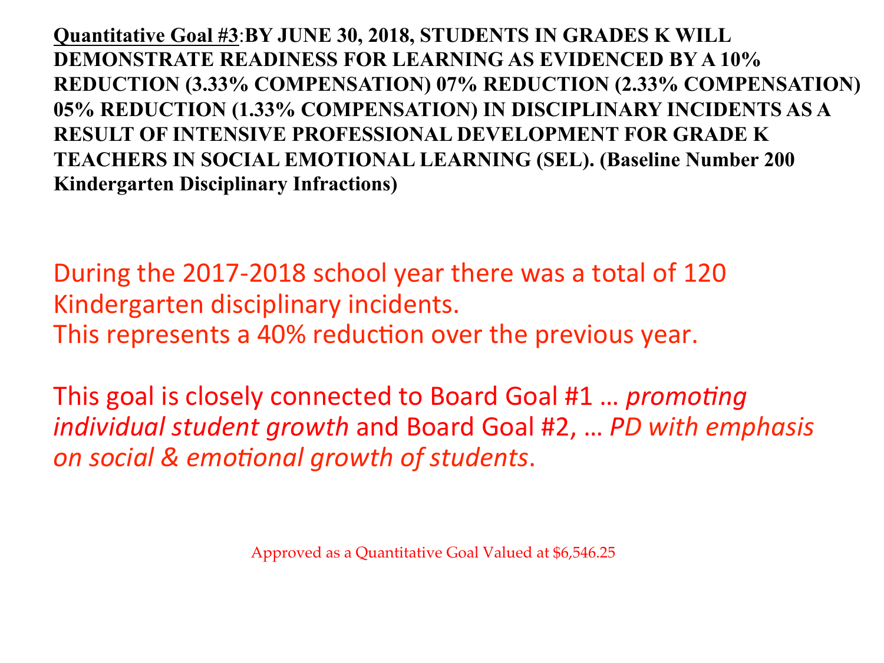**<u>Quantitative Goal #3</u>:BY JUNE 30, 2018, STUDENTS IN GRADES K WILL DEMONSTRATE READINESS FOR LEARNING AS EVIDENCED BY A 10% REDUCTION (3.33% COMPENSATION) 07% REDUCTION (2.33% COMPENSATION) 05% REDUCTION (1.33% COMPENSATION) IN DISCIPLINARY INCIDENTS AS A RESULT OF INTENSIVE PROFESSIONAL DEVELOPMENT FOR GRADE K TEACHERS IN SOCIAL EMOTIONAL LEARNING (SEL). (Baseline Number 200 Kindergarten Disciplinary Infractions)**

During the 2017-2018 school year there was a total of 120 Kindergarten disciplinary incidents.
This represents a 40% reduction over the previous year.

This goal is closely connected to Board Goal #1 … *promoting individual student growth* and Board Goal #2, … *PD with emphasis on social & emotional growth of students*.

Approved as a Quantitative Goal Valued at $6,546.25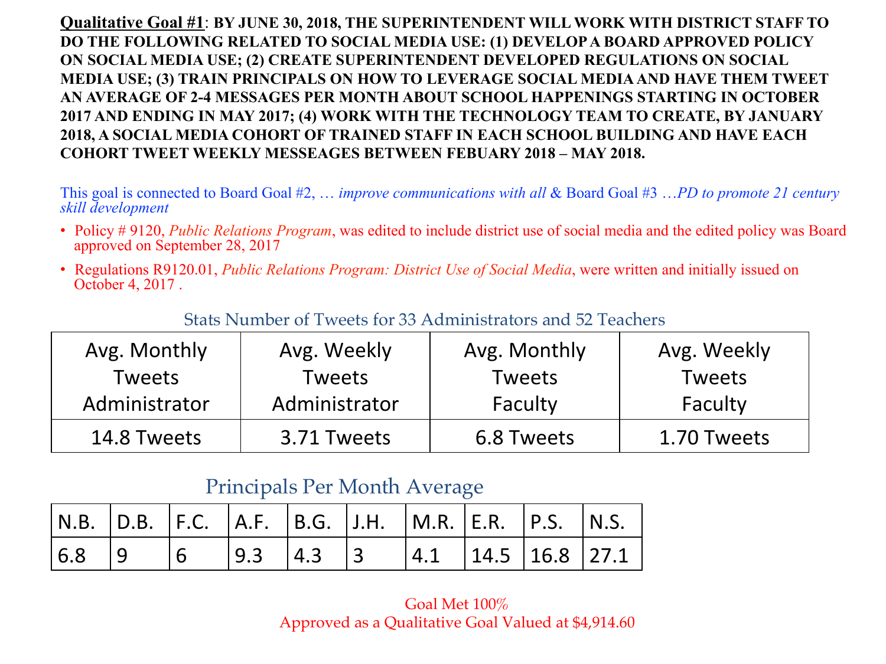**<u>Qualitative Goal #1</u>: BY JUNE 30, 2018, THE SUPERINTENDENT WILL WORK WITH DISTRICT STAFF TO DO THE FOLLOWING RELATED TO SOCIAL MEDIA USE: (1) DEVELOP A BOARD APPROVED POLICY ON SOCIAL MEDIA USE; (2) CREATE SUPERINTENDENT DEVELOPED REGULATIONS ON SOCIAL MEDIA USE; (3) TRAIN PRINCIPALS ON HOW TO LEVERAGE SOCIAL MEDIA AND HAVE THEM TWEET AN AVERAGE OF 2-4 MESSAGES PER MONTH ABOUT SCHOOL HAPPENINGS STARTING IN OCTOBER 2017 AND ENDING IN MAY 2017; (4) WORK WITH THE TECHNOLOGY TEAM TO CREATE, BY JANUARY 2018, A SOCIAL MEDIA COHORT OF TRAINED STAFF IN EACH SCHOOL BUILDING AND HAVE EACH COHORT TWEET WEEKLY MESSEAGES BETWEEN FEBUARY 2018 – MAY 2018.**

This goal is connected to Board Goal #2, *… improve communications with all* & Board Goal #3 *…PD to promote 21 century skill development*

- Policy # 9120, *Public Relations Program*, was edited to include district use of social media and the edited policy was Board approved on September 28, 2017
- Regulations R9120.01, *Public Relations Program: District Use of Social Media*, were written and initially issued on October 4, 2017 .

Stats Number of Tweets for 33 Administrators and 52 Teachers

| Avg. Monthly Tweets Administrator | Avg. Weekly Tweets Administrator | Avg. Monthly Tweets Faculty | Avg. Weekly Tweets Faculty |
|---|---|---|---|
| 14.8 Tweets | 3.71 Tweets | 6.8 Tweets | 1.70 Tweets |

Principals Per Month Average

| N.B. | D.B. | F.C. | A.F. | B.G. | J.H. | M.R. | E.R. | P.S. | N.S. |
|---|---|---|---|---|---|---|---|---|---|
| 6.8 | 9 | 6 | 9.3 | 4.3 | 3 | 4.1 | 14.5 | 16.8 | 27.1 |

Goal Met 100%

Approved as a Qualitative Goal Valued at $4,914.60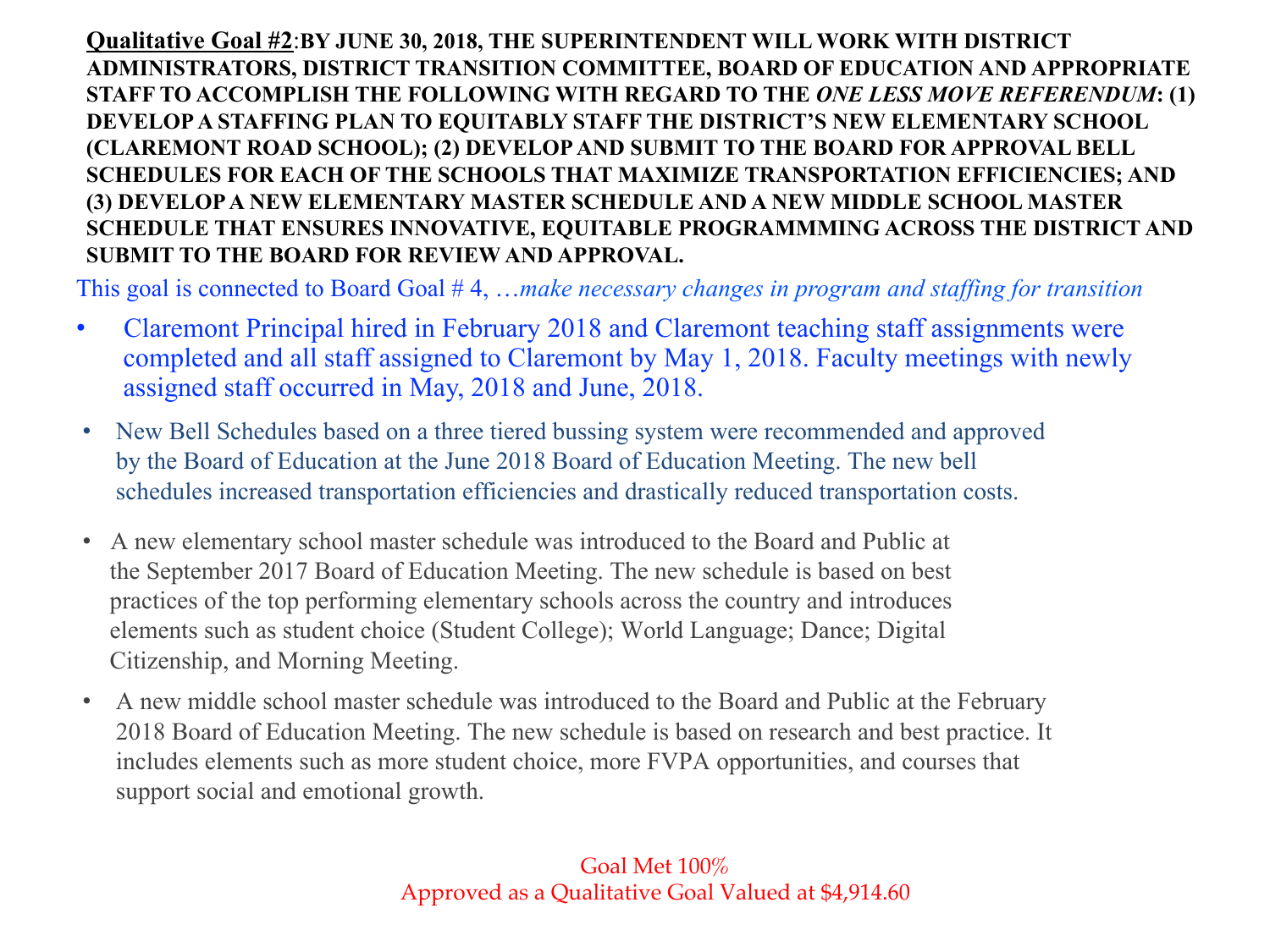**<u>Qualitative Goal #2</u>:BY JUNE 30, 2018, THE SUPERINTENDENT WILL WORK WITH DISTRICT ADMINISTRATORS, DISTRICT TRANSITION COMMITTEE, BOARD OF EDUCATION AND APPROPRIATE STAFF TO ACCOMPLISH THE FOLLOWING WITH REGARD TO THE *ONE LESS MOVE REFERENDUM*: (1) DEVELOP A STAFFING PLAN TO EQUITABLY STAFF THE DISTRICT'S NEW ELEMENTARY SCHOOL (CLAREMONT ROAD SCHOOL); (2) DEVELOP AND SUBMIT TO THE BOARD FOR APPROVAL BELL SCHEDULES FOR EACH OF THE SCHOOLS THAT MAXIMIZE TRANSPORTATION EFFICIENCIES; AND (3) DEVELOP A NEW ELEMENTARY MASTER SCHEDULE AND A NEW MIDDLE SCHOOL MASTER SCHEDULE THAT ENSURES INNOVATIVE, EQUITABLE PROGRAMMMING ACROSS THE DISTRICT AND SUBMIT TO THE BOARD FOR REVIEW AND APPROVAL.**

This goal is connected to Board Goal # 4, *…make necessary changes in program and staffing for transition*

- Claremont Principal hired in February 2018 and Claremont teaching staff assignments were completed and all staff assigned to Claremont by May 1, 2018. Faculty meetings with newly assigned staff occurred in May, 2018 and June, 2018.
- New Bell Schedules based on a three tiered bussing system were recommended and approved by the Board of Education at the June 2018 Board of Education Meeting. The new bell schedules increased transportation efficiencies and drastically reduced transportation costs.
- A new elementary school master schedule was introduced to the Board and Public at the September 2017 Board of Education Meeting. The new schedule is based on best practices of the top performing elementary schools across the country and introduces elements such as student choice (Student College); World Language; Dance; Digital Citizenship, and Morning Meeting.
- A new middle school master schedule was introduced to the Board and Public at the February 2018 Board of Education Meeting. The new schedule is based on research and best practice. It includes elements such as more student choice, more FVPA opportunities, and courses that support social and emotional growth.

Goal Met 100%
Approved as a Qualitative Goal Valued at $4,914.60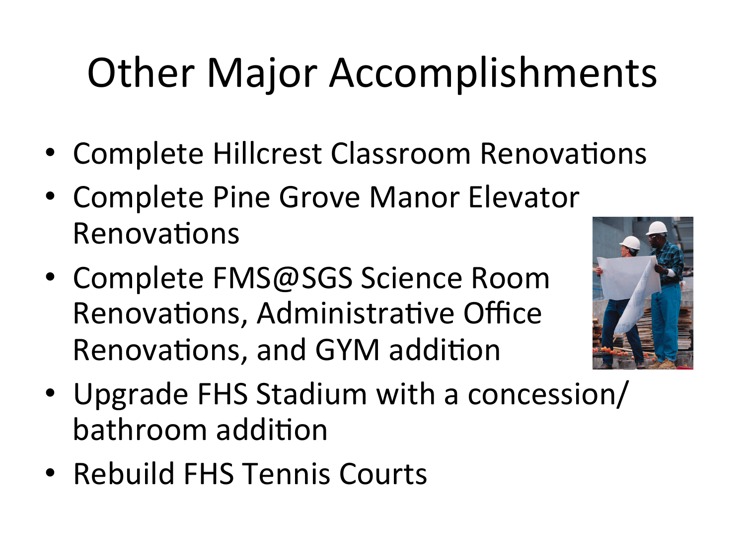# Other Major Accomplishments

- Complete Hillcrest Classroom Renovations
- Complete Pine Grove Manor Elevator Renovations
- Complete FMS@SGS Science Room Renovations, Administrative Office Renovations, and GYM addition
- Upgrade FHS Stadium with a concession/bathroom addition
- Rebuild FHS Tennis Courts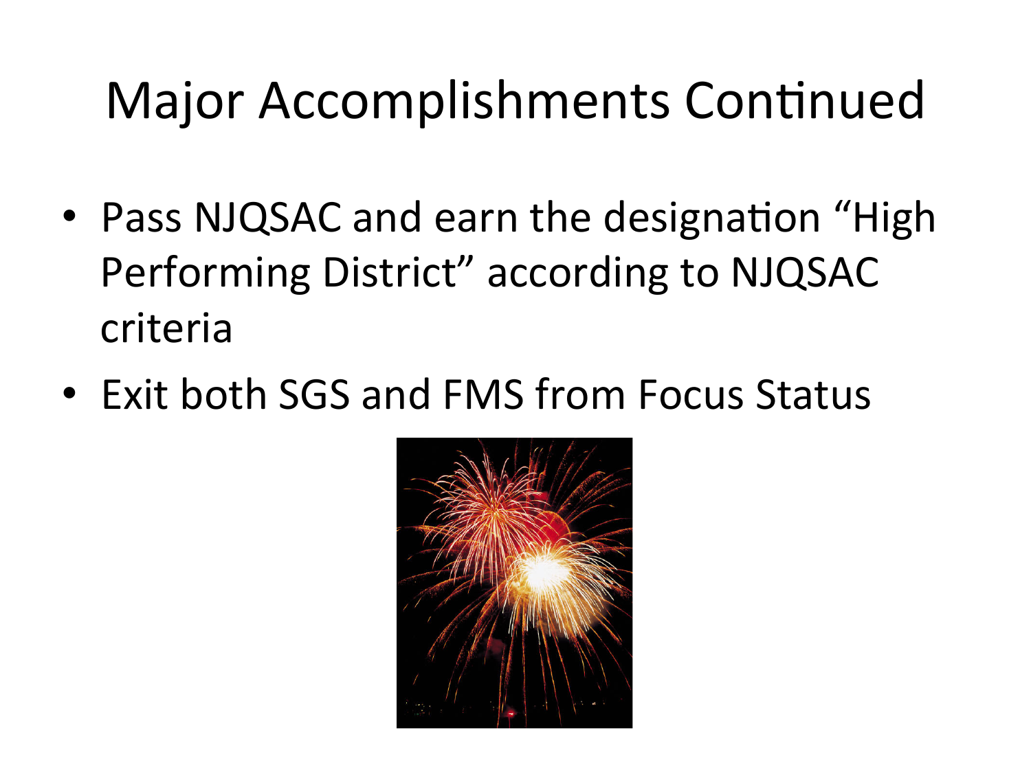# Major Accomplishments Continued

- Pass NJQSAC and earn the designation “High Performing District” according to NJQSAC criteria
- Exit both SGS and FMS from Focus Status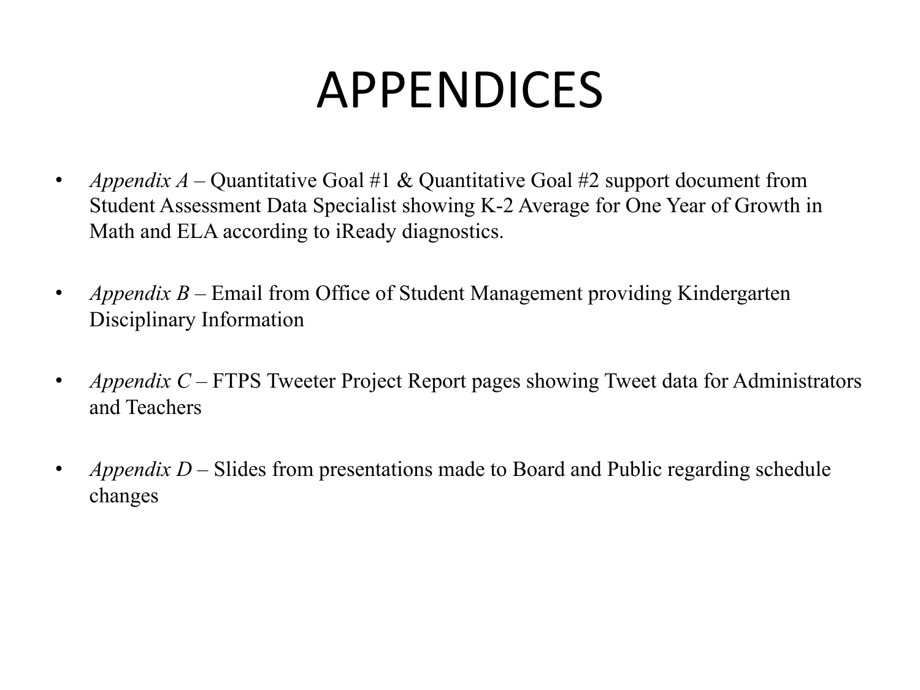# APPENDICES

- *Appendix A* – Quantitative Goal #1 & Quantitative Goal #2 support document from Student Assessment Data Specialist showing K-2 Average for One Year of Growth in Math and ELA according to iReady diagnostics.
- *Appendix B* – Email from Office of Student Management providing Kindergarten Disciplinary Information
- *Appendix C* – FTPS Tweeter Project Report pages showing Tweet data for Administrators and Teachers
- *Appendix D* – Slides from presentations made to Board and Public regarding schedule changes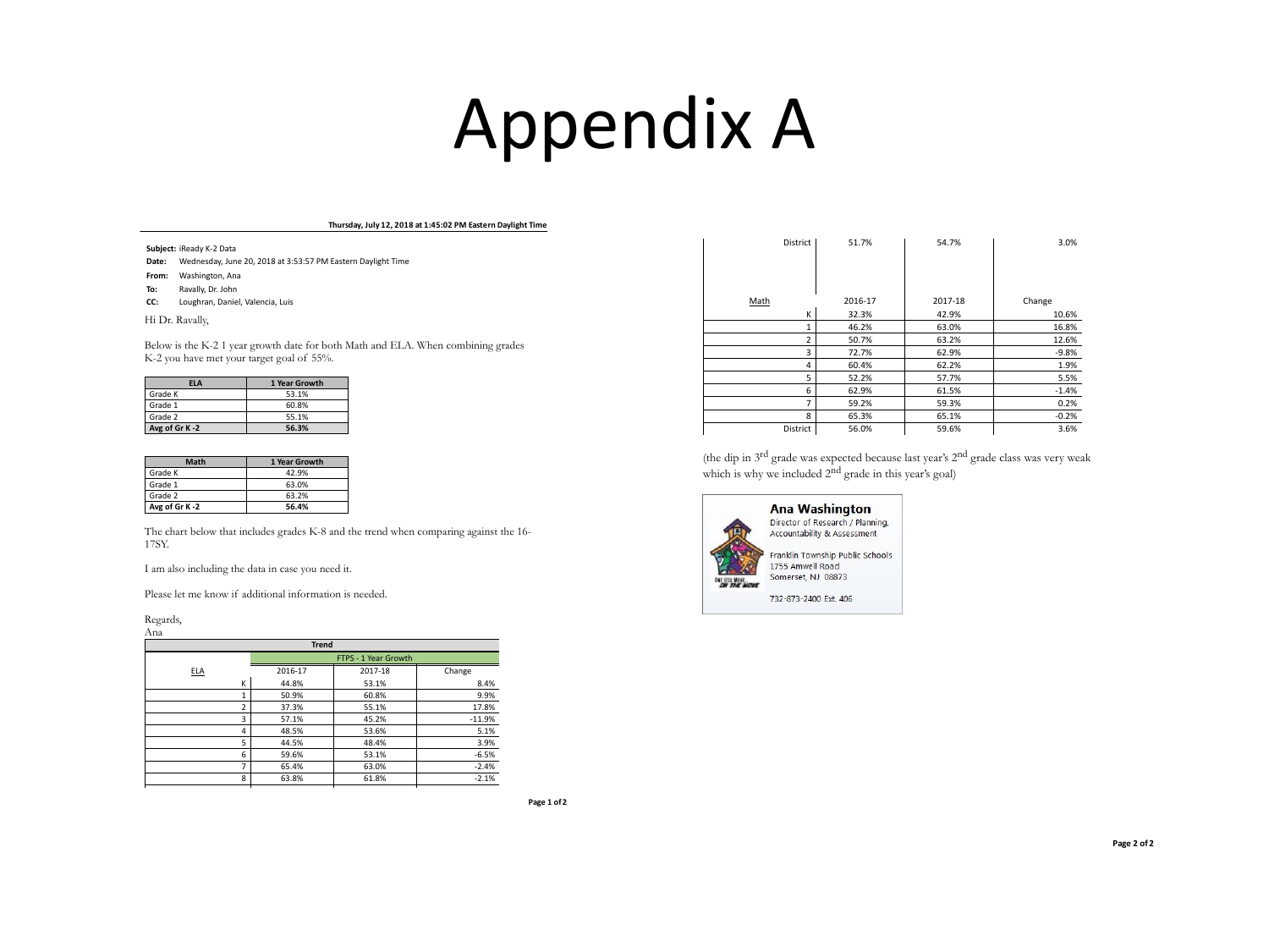# Appendix A

**Thursday, July 12, 2018 at 1:45:02 PM Eastern Daylight Time**

**Subject:** iReady K-2 Data
**Date:** Wednesday, June 20, 2018 at 3:53:57 PM Eastern Daylight Time
**From:** Washington, Ana
**To:** Ravally, Dr. John
**CC:** Loughran, Daniel, Valencia, Luis

Hi Dr. Ravally,

Below is the K-2 1 year growth date for both Math and ELA. When combining grades K-2 you have met your target goal of 55%.

| ELA | 1 Year Growth |
|---|---|
| Grade K | 53.1% |
| Grade 1 | 60.8% |
| Grade 2 | 55.1% |
| **Avg of Gr K -2** | **56.3%** |

| Math | 1 Year Growth |
|---|---|
| Grade K | 42.9% |
| Grade 1 | 63.0% |
| Grade 2 | 63.2% |
| **Avg of Gr K -2** | **56.4%** |

The chart below that includes grades K-8 and the trend when comparing against the 16-17SY.

I am also including the data in case you need it.

Please let me know if additional information is needed.

Regards,
Ana

| Trend | | | |
|---|---|---|---|
| | FTPS - 1 Year Growth | | |
| ELA | 2016-17 | 2017-18 | Change |
| K | 44.8% | 53.1% | 8.4% |
| 1 | 50.9% | 60.8% | 9.9% |
| 2 | 37.3% | 55.1% | 17.8% |
| 3 | 57.1% | 45.2% | -11.9% |
| 4 | 48.5% | 53.6% | 5.1% |
| 5 | 44.5% | 48.4% | 3.9% |
| 6 | 59.6% | 53.1% | -6.5% |
| 7 | 65.4% | 63.0% | -2.4% |
| 8 | 63.8% | 61.8% | -2.1% |
| District | 51.7% | 54.7% | 3.0% |

| Math | 2016-17 | 2017-18 | Change |
|---|---|---|---|
| K | 32.3% | 42.9% | 10.6% |
| 1 | 46.2% | 63.0% | 16.8% |
| 2 | 50.7% | 63.2% | 12.6% |
| 3 | 72.7% | 62.9% | -9.8% |
| 4 | 60.4% | 62.2% | 1.9% |
| 5 | 52.2% | 57.7% | 5.5% |
| 6 | 62.9% | 61.5% | -1.4% |
| 7 | 59.2% | 59.3% | 0.2% |
| 8 | 65.3% | 65.1% | -0.2% |
| District | 56.0% | 59.6% | 3.6% |

(the dip in 3rd grade was expected because last year's 2nd grade class was very weak which is why we included 2nd grade in this year's goal)

**Ana Washington**
Director of Research / Planning, Accountability & Assessment

Franklin Township Public Schools
1755 Amwell Road
Somerset, NJ 08873

732-873-2400 Ext. 406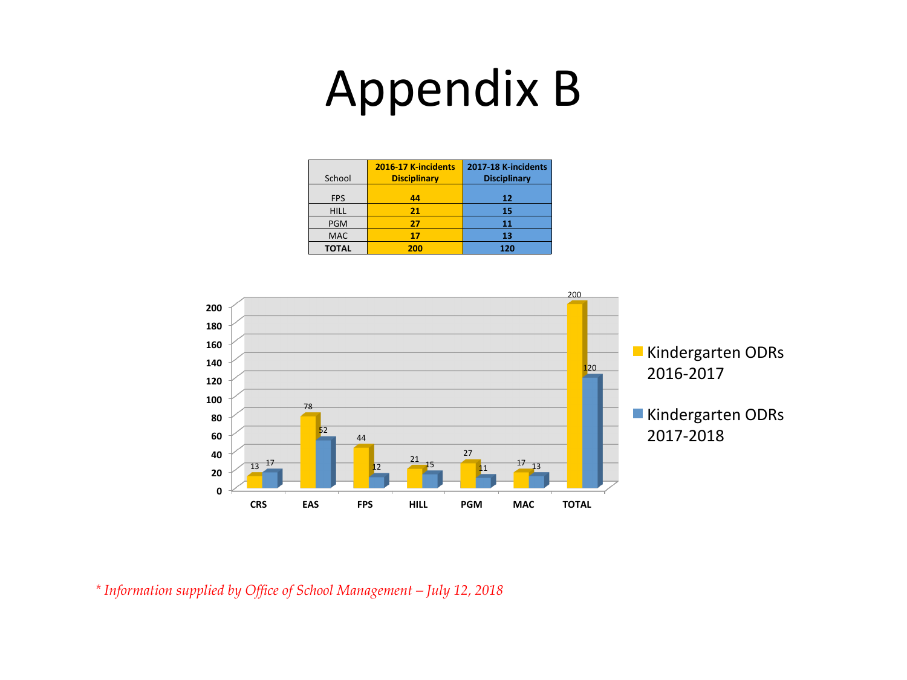# Appendix B

| School | 2016-17 K-incidents Disciplinary | 2017-18 K-incidents Disciplinary |
|---|---|---|
| FPS | **44** | **12** |
| HILL | **21** | **15** |
| PGM | **27** | **11** |
| MAC | **17** | **13** |
| **TOTAL** | **200** | **120** |

| | CRS | EAS | FPS | HILL | PGM | MAC | TOTAL |
|---|---|---|---|---|---|---|---|
| Kindergarten ODRs 2016-2017 | 13 | 78 | 44 | 21 | 27 | 17 | 200 |
| Kindergarten ODRs 2017-2018 | 17 | 52 | 12 | 15 | 11 | 13 | 120 |

*\* Information supplied by Office of School Management – July 12, 2018*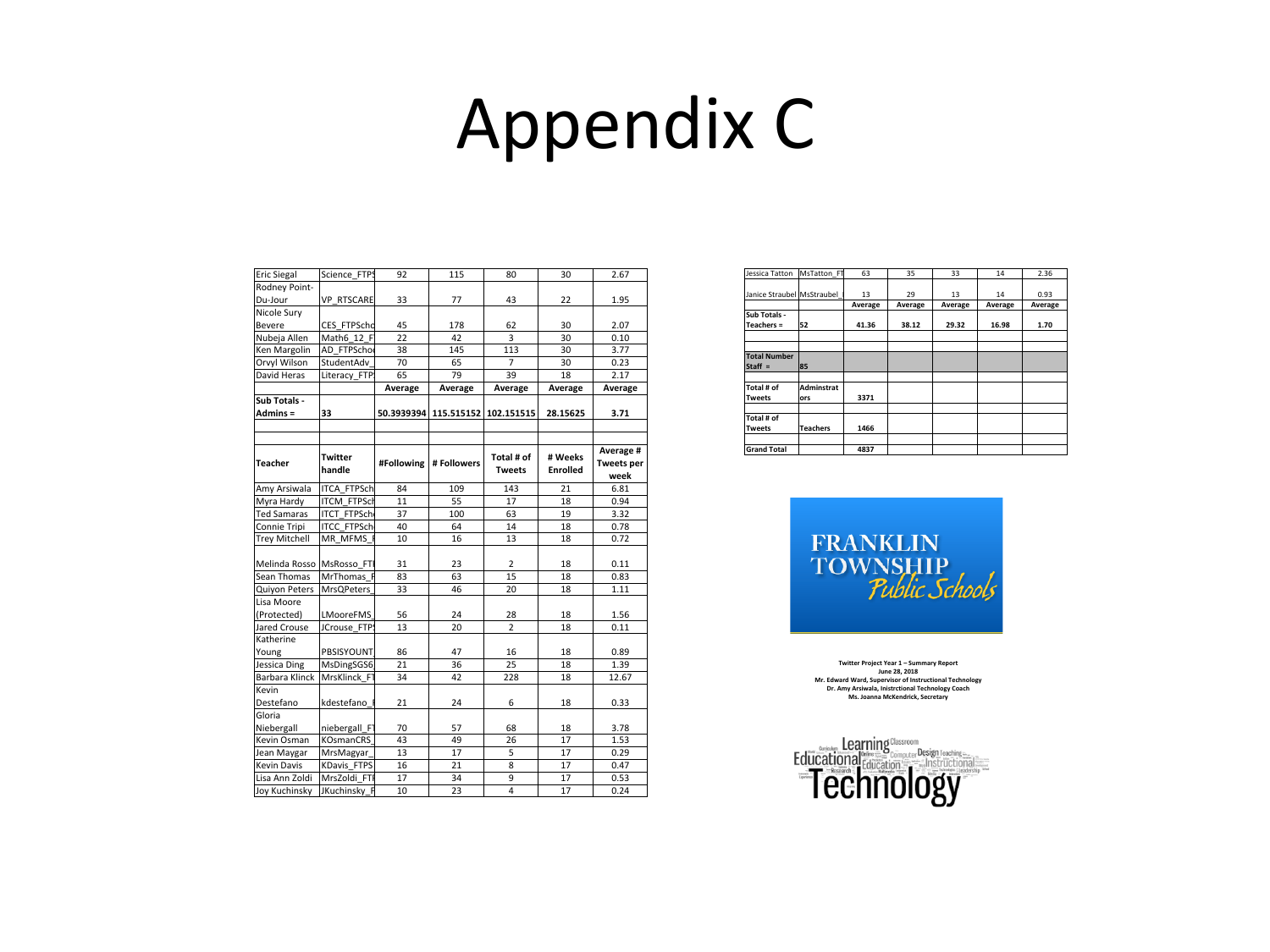# Appendix C

| | | | | | | |
|---|---|---|---|---|---|---|
| Eric Siegal | Science_FTPS | 92 | 115 | 80 | 30 | 2.67 |
| Rodney Point-Du-Jour | VP_RTSCARE | 33 | 77 | 43 | 22 | 1.95 |
| Nicole Sury Bevere | CES_FTPScho | 45 | 178 | 62 | 30 | 2.07 |
| Nubeja Allen | Math6_12_F | 22 | 42 | 3 | 30 | 0.10 |
| Ken Margolin | AD_FTPScho | 38 | 145 | 113 | 30 | 3.77 |
| Orvyl Wilson | StudentAdv_ | 70 | 65 | 7 | 30 | 0.23 |
| David Heras | Literacy_FTP | 65 | 79 | 39 | 18 | 2.17 |
| | | **Average** | **Average** | **Average** | **Average** | **Average** |
| **Sub Totals - Admins =** | **33** | **50.3939394** | **115.515152** | **102.151515** | **28.15625** | **3.71** |

| Teacher | Twitter handle | #Following | # Followers | Total # of Tweets | # Weeks Enrolled | Average # Tweets per week |
|---|---|---|---|---|---|---|
| Amy Arsiwala | ITCA_FTPSch | 84 | 109 | 143 | 21 | 6.81 |
| Myra Hardy | ITCM_FTPSch | 11 | 55 | 17 | 18 | 0.94 |
| Ted Samaras | ITCT_FTPSch | 37 | 100 | 63 | 19 | 3.32 |
| Connie Tripi | ITCC_FTPSch | 40 | 64 | 14 | 18 | 0.78 |
| Trey Mitchell | MR_MFMS_ | 10 | 16 | 13 | 18 | 0.72 |
| Melinda Rosso | MsRosso_FT | 31 | 23 | 2 | 18 | 0.11 |
| Sean Thomas | MrThomas_ | 83 | 63 | 15 | 18 | 0.83 |
| Quiyon Peters | MrsQPeters_ | 33 | 46 | 20 | 18 | 1.11 |
| Lisa Moore (Protected) | LMooreFMS | 56 | 24 | 28 | 18 | 1.56 |
| Jared Crouse | JCrouse_FTP | 13 | 20 | 2 | 18 | 0.11 |
| Katherine Young | PBSISYOUNT | 86 | 47 | 16 | 18 | 0.89 |
| Jessica Ding | MsDingSGS6 | 21 | 36 | 25 | 18 | 1.39 |
| Barbara Klinck | MrsKlinck_F | 34 | 42 | 228 | 18 | 12.67 |
| Kevin Destefano | kdestefano_ | 21 | 24 | 6 | 18 | 0.33 |
| Gloria Niebergall | niebergall_F | 70 | 57 | 68 | 18 | 3.78 |
| Kevin Osman | KOsmanCRS_ | 43 | 49 | 26 | 17 | 1.53 |
| Jean Maygar | MrsMagyar_ | 13 | 17 | 5 | 17 | 0.29 |
| Kevin Davis | KDavis_FTPS | 16 | 21 | 8 | 17 | 0.47 |
| Lisa Ann Zoldi | MrsZoldi_FT | 17 | 34 | 9 | 17 | 0.53 |
| Joy Kuchinsky | JKuchinsky_F | 10 | 23 | 4 | 17 | 0.24 |
| Jessica Tatton | MsTatton_F | 63 | 35 | 33 | 14 | 2.36 |
| Janice Straubel | MsStraubel_ | 13 | 29 | 13 | 14 | 0.93 |
| | | **Average** | **Average** | **Average** | **Average** | **Average** |
| **Sub Totals - Teachers =** | **52** | **41.36** | **38.12** | **29.32** | **16.98** | **1.70** |
| **Total Number Staff =** | **85** | | | | | |
| **Total # of Tweets** | **Adminstrators** | **3371** | | | | |
| **Total # of Tweets** | **Teachers** | **1466** | | | | |
| **Grand Total** | | **4837** | | | | |

FRANKLIN TOWNSHIP *Public Schools*

**Twitter Project Year 1 – Summary Report**
**June 28, 2018**
**Mr. Edward Ward, Supervisor of Instructional Technology**
**Dr. Amy Arsiwala, Inistrctional Technology Coach**
**Ms. Joanna McKendrick, Secretary**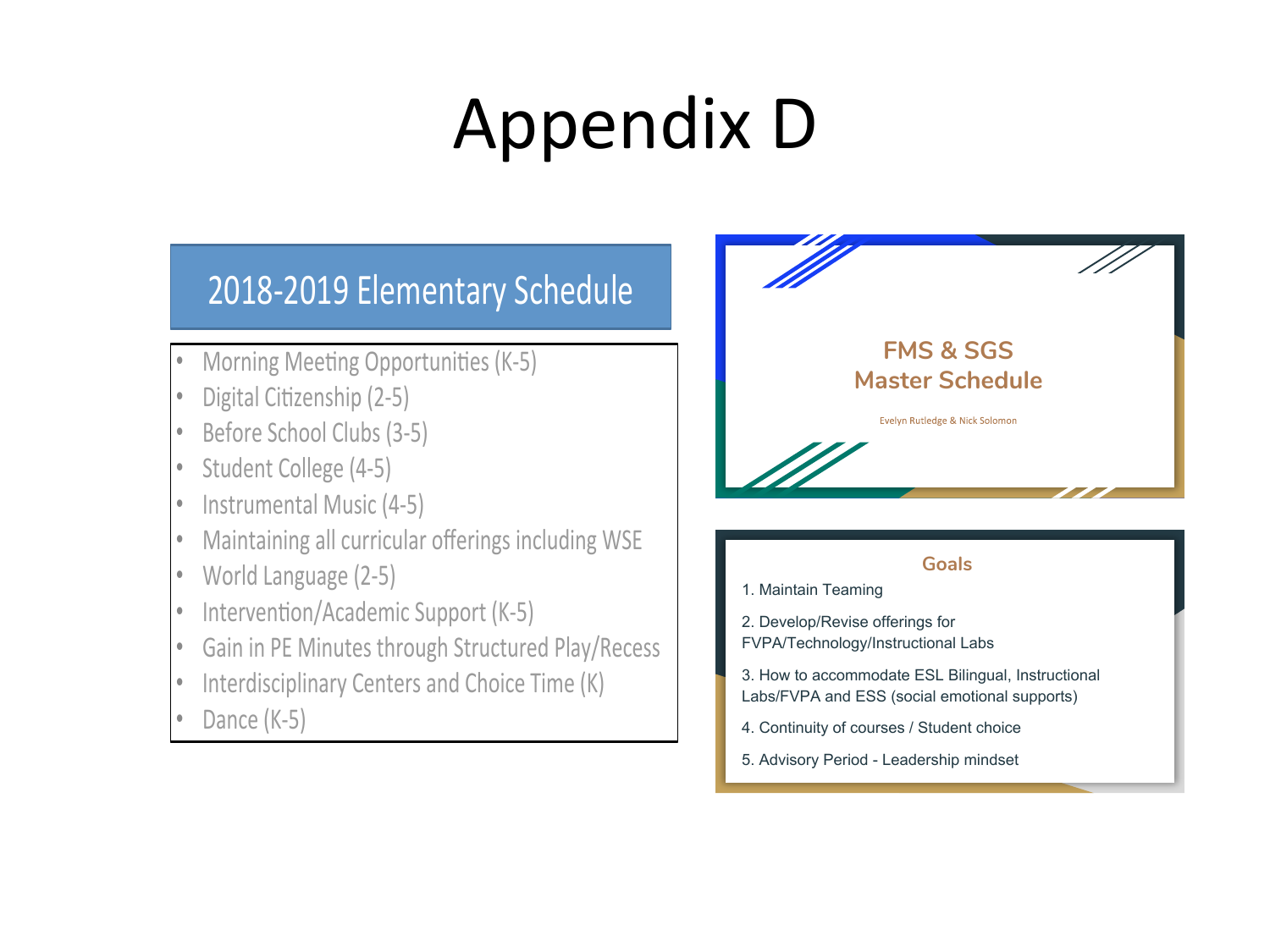# Appendix D

## 2018-2019 Elementary Schedule

- Morning Meeting Opportunities (K-5)
- Digital Citizenship (2-5)
- Before School Clubs (3-5)
- Student College (4-5)
- Instrumental Music (4-5)
- Maintaining all curricular offerings including WSE
- World Language (2-5)
- Intervention/Academic Support (K-5)
- Gain in PE Minutes through Structured Play/Recess
- Interdisciplinary Centers and Choice Time (K)
- Dance (K-5)

## FMS & SGS Master Schedule

Evelyn Rutledge & Nick Solomon

### Goals

1. Maintain Teaming
2. Develop/Revise offerings for FVPA/Technology/Instructional Labs
3. How to accommodate ESL Bilingual, Instructional Labs/FVPA and ESS (social emotional supports)
4. Continuity of courses / Student choice
5. Advisory Period - Leadership mindset